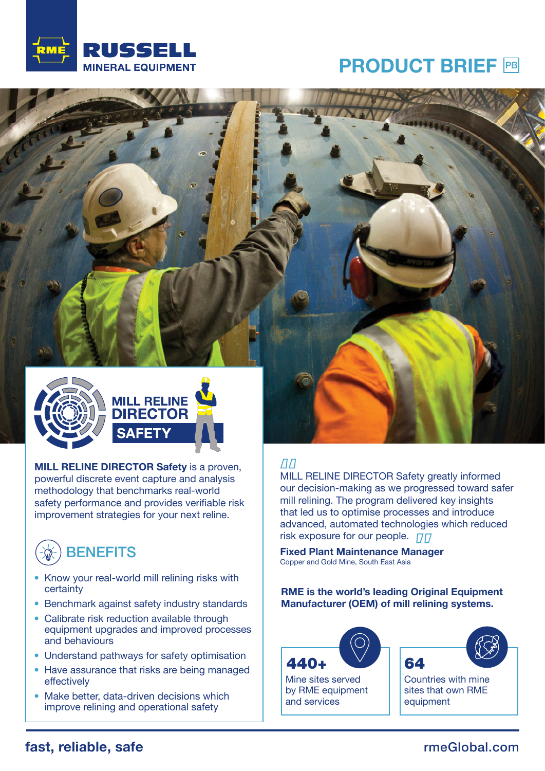# PRODUCT BRIEF

## MILL RELINE DIRECTOR SAFETY

**MILL RELINE DIRECTOR Safety** is a proven, powerful discrete event capture and analysis methodology that benchmarks real-world safety performance and provides verifiable risk improvement strategies for your next reline.

## BENEFITS

- Know your real-world mill relining risks with certainty
- Benchmark against safety industry standards
- Calibrate risk reduction available through equipment upgrades and improved processes and behaviours
- Understand pathways for safety optimisation
- Have assurance that risks are being managed effectively
- Make better, data-driven decisions which improve relining and operational safety

> MILL RELINE DIRECTOR Safety greatly informed our decision-making as we progressed toward safer mill relining. The program delivered key insights that led us to optimise processes and introduce advanced, automated technologies which reduced risk exposure for our people.

**Fixed Plant Maintenance Manager**
Copper and Gold Mine, South East Asia

**RME is the world's leading Original Equipment Manufacturer (OEM) of mill relining systems.**

**440+**
Mine sites served by RME equipment and services

**64**
Countries with mine sites that own RME equipment

**fast, reliable, safe**

rmeGlobal.com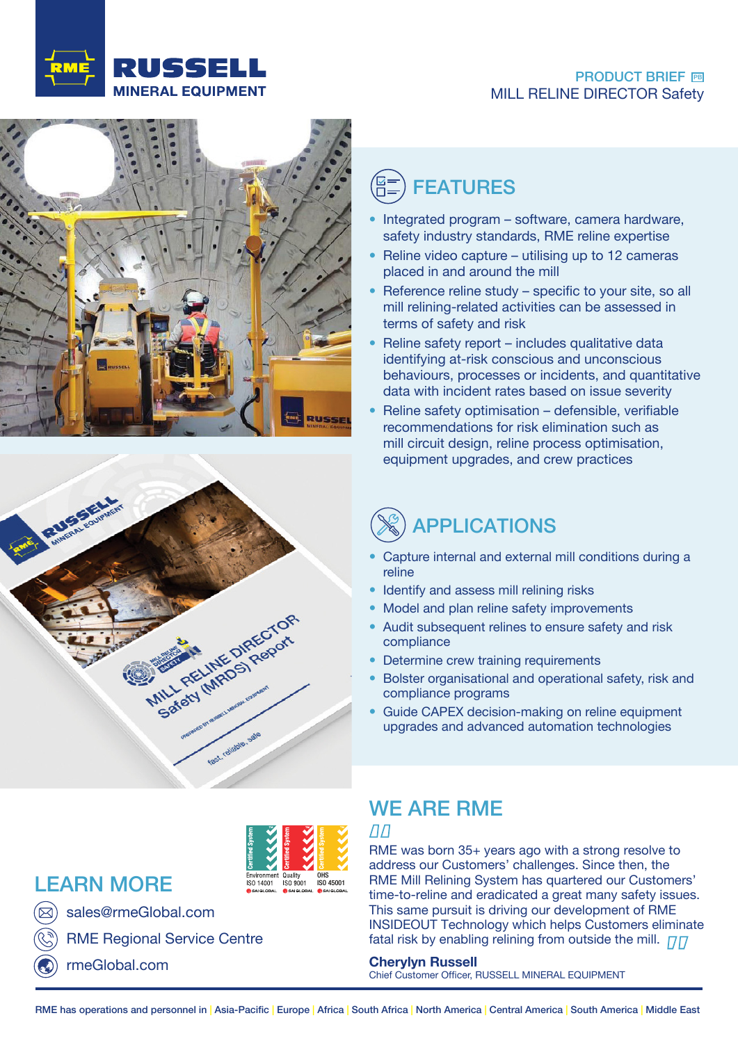PRODUCT BRIEF
MILL RELINE DIRECTOR Safety

## FEATURES

- Integrated program – software, camera hardware, safety industry standards, RME reline expertise
- Reline video capture – utilising up to 12 cameras placed in and around the mill
- Reference reline study – specific to your site, so all mill relining-related activities can be assessed in terms of safety and risk
- Reline safety report – includes qualitative data identifying at-risk conscious and unconscious behaviours, processes or incidents, and quantitative data with incident rates based on issue severity
- Reline safety optimisation – defensible, verifiable recommendations for risk elimination such as mill circuit design, reline process optimisation, equipment upgrades, and crew practices

## APPLICATIONS

- Capture internal and external mill conditions during a reline
- Identify and assess mill relining risks
- Model and plan reline safety improvements
- Audit subsequent relines to ensure safety and risk compliance
- Determine crew training requirements
- Bolster organisational and operational safety, risk and compliance programs
- Guide CAPEX decision-making on reline equipment upgrades and advanced automation technologies

## LEARN MORE

- sales@rmeGlobal.com
- RME Regional Service Centre
- rmeGlobal.com

Environment ISO 14001 | Quality ISO 9001 | OHS ISO 45001

## WE ARE RME

RME was born 35+ years ago with a strong resolve to address our Customers' challenges. Since then, the RME Mill Relining System has quartered our Customers' time-to-reline and eradicated a great many safety issues. This same pursuit is driving our development of RME INSIDEOUT Technology which helps Customers eliminate fatal risk by enabling relining from outside the mill.

**Cherylyn Russell**
Chief Customer Officer, RUSSELL MINERAL EQUIPMENT

RME has operations and personnel in | Asia-Pacific | Europe | Africa | South Africa | North America | Central America | South America | Middle East